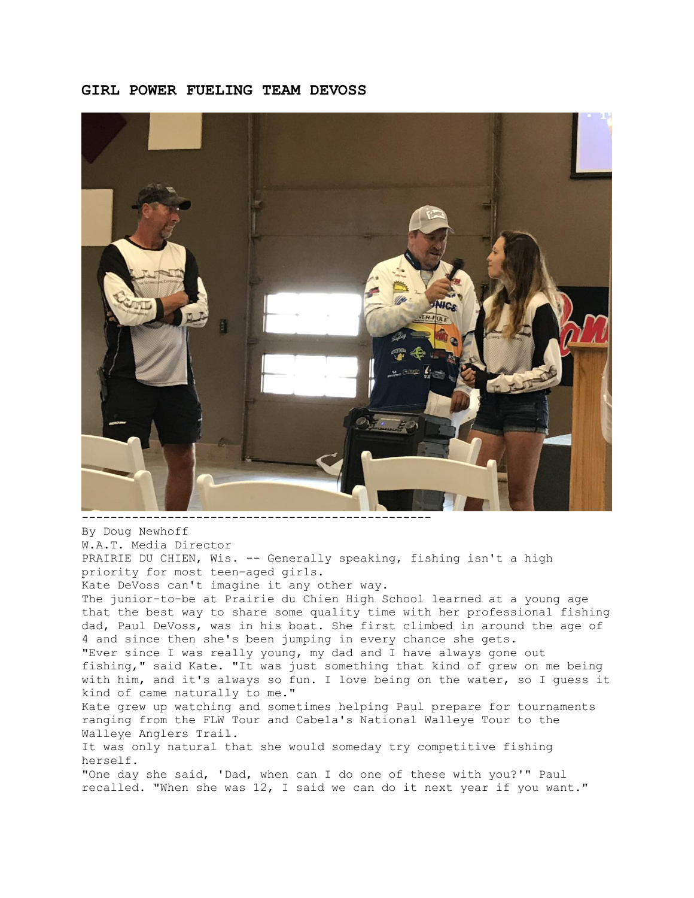## GIRL POWER FUELING TEAM DEVOSS

------------------------------------------------

By Doug Newhoff
W.A.T. Media Director

PRAIRIE DU CHIEN, Wis. -- Generally speaking, fishing isn't a high priority for most teen-aged girls.

Kate DeVoss can't imagine it any other way.

The junior-to-be at Prairie du Chien High School learned at a young age that the best way to share some quality time with her professional fishing dad, Paul DeVoss, was in his boat. She first climbed in around the age of 4 and since then she's been jumping in every chance she gets.

"Ever since I was really young, my dad and I have always gone out fishing," said Kate. "It was just something that kind of grew on me being with him, and it's always so fun. I love being on the water, so I guess it kind of came naturally to me."

Kate grew up watching and sometimes helping Paul prepare for tournaments ranging from the FLW Tour and Cabela's National Walleye Tour to the Walleye Anglers Trail.

It was only natural that she would someday try competitive fishing herself.

"One day she said, 'Dad, when can I do one of these with you?'" Paul recalled. "When she was 12, I said we can do it next year if you want."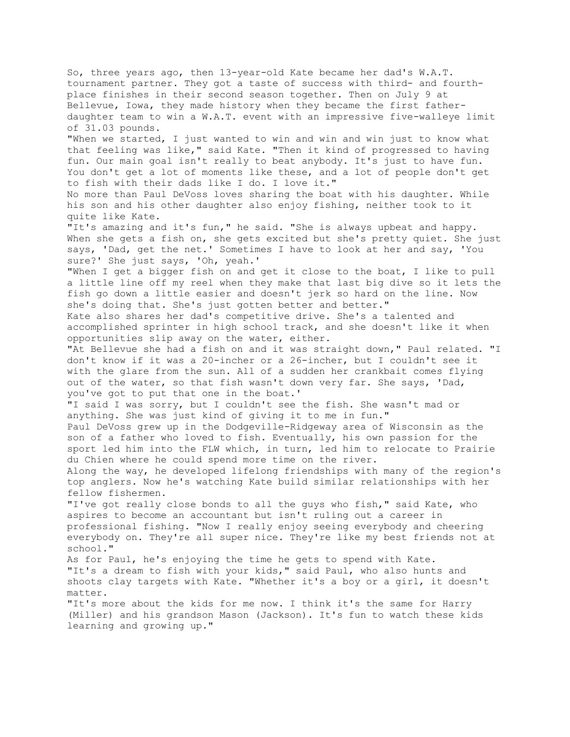So, three years ago, then 13-year-old Kate became her dad's W.A.T. tournament partner. They got a taste of success with third- and fourth-place finishes in their second season together. Then on July 9 at Bellevue, Iowa, they made history when they became the first father-daughter team to win a W.A.T. event with an impressive five-walleye limit of 31.03 pounds.

"When we started, I just wanted to win and win and win just to know what that feeling was like," said Kate. "Then it kind of progressed to having fun. Our main goal isn't really to beat anybody. It's just to have fun. You don't get a lot of moments like these, and a lot of people don't get to fish with their dads like I do. I love it."

No more than Paul DeVoss loves sharing the boat with his daughter. While his son and his other daughter also enjoy fishing, neither took to it quite like Kate.

"It's amazing and it's fun," he said. "She is always upbeat and happy. When she gets a fish on, she gets excited but she's pretty quiet. She just says, 'Dad, get the net.' Sometimes I have to look at her and say, 'You sure?' She just says, 'Oh, yeah.'

"When I get a bigger fish on and get it close to the boat, I like to pull a little line off my reel when they make that last big dive so it lets the fish go down a little easier and doesn't jerk so hard on the line. Now she's doing that. She's just gotten better and better."

Kate also shares her dad's competitive drive. She's a talented and accomplished sprinter in high school track, and she doesn't like it when opportunities slip away on the water, either.

"At Bellevue she had a fish on and it was straight down," Paul related. "I don't know if it was a 20-incher or a 26-incher, but I couldn't see it with the glare from the sun. All of a sudden her crankbait comes flying out of the water, so that fish wasn't down very far. She says, 'Dad, you've got to put that one in the boat.'

"I said I was sorry, but I couldn't see the fish. She wasn't mad or anything. She was just kind of giving it to me in fun."

Paul DeVoss grew up in the Dodgeville-Ridgeway area of Wisconsin as the son of a father who loved to fish. Eventually, his own passion for the sport led him into the FLW which, in turn, led him to relocate to Prairie du Chien where he could spend more time on the river.

Along the way, he developed lifelong friendships with many of the region's top anglers. Now he's watching Kate build similar relationships with her fellow fishermen.

"I've got really close bonds to all the guys who fish," said Kate, who aspires to become an accountant but isn't ruling out a career in professional fishing. "Now I really enjoy seeing everybody and cheering everybody on. They're all super nice. They're like my best friends not at school."

As for Paul, he's enjoying the time he gets to spend with Kate.

"It's a dream to fish with your kids," said Paul, who also hunts and shoots clay targets with Kate. "Whether it's a boy or a girl, it doesn't matter.

"It's more about the kids for me now. I think it's the same for Harry (Miller) and his grandson Mason (Jackson). It's fun to watch these kids learning and growing up."